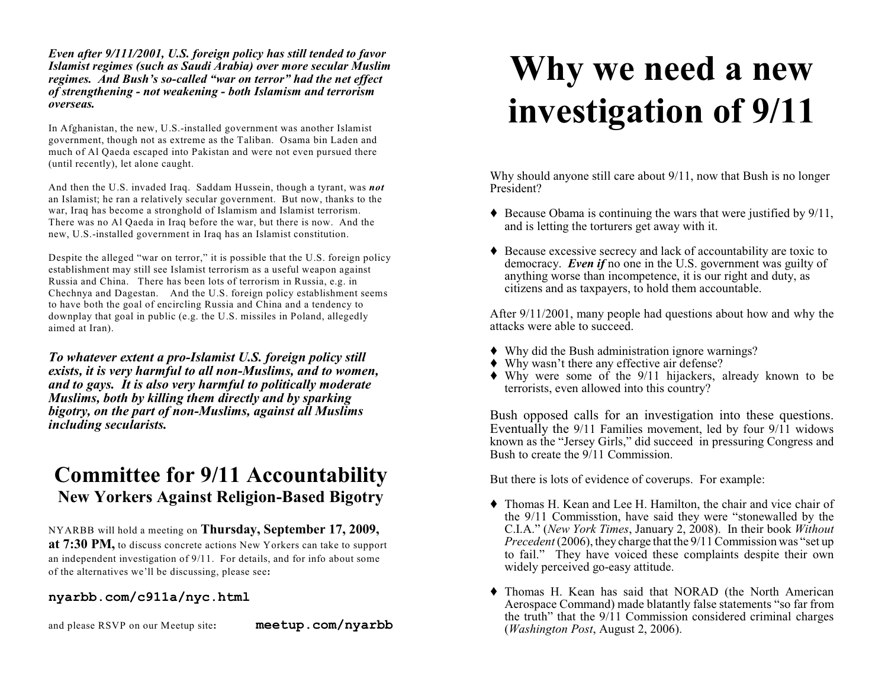***Even after 9/111/2001, U.S. foreign policy has still tended to favor Islamist regimes (such as Saudi Arabia) over more secular Muslim regimes. And Bush's so-called "war on terror" had the net effect of strengthening - not weakening - both Islamism and terrorism overseas.***

In Afghanistan, the new, U.S.-installed government was another Islamist government, though not as extreme as the Taliban. Osama bin Laden and much of Al Qaeda escaped into Pakistan and were not even pursued there (until recently), let alone caught.

And then the U.S. invaded Iraq. Saddam Hussein, though a tyrant, was ***not*** an Islamist; he ran a relatively secular government. But now, thanks to the war, Iraq has become a stronghold of Islamism and Islamist terrorism. There was no Al Qaeda in Iraq before the war, but there is now. And the new, U.S.-installed government in Iraq has an Islamist constitution.

Despite the alleged "war on terror," it is possible that the U.S. foreign policy establishment may still see Islamist terrorism as a useful weapon against Russia and China. There has been lots of terrorism in Russia, e.g. in Chechnya and Dagestan. And the U.S. foreign policy establishment seems to have both the goal of encircling Russia and China and a tendency to downplay that goal in public (e.g. the U.S. missiles in Poland, allegedly aimed at Iran).

***To whatever extent a pro-Islamist U.S. foreign policy still exists, it is very harmful to all non-Muslims, and to women, and to gays. It is also very harmful to politically moderate Muslims, both by killing them directly and by sparking bigotry, on the part of non-Muslims, against all Muslims including secularists.***

## Committee for 9/11 Accountability

### New Yorkers Against Religion-Based Bigotry

NYARBB will hold a meeting on **Thursday, September 17, 2009, at 7:30 PM,** to discuss concrete actions New Yorkers can take to support an independent investigation of 9/11. For details, and for info about some of the alternatives we'll be discussing, please see:

**nyarbb.com/c911a/nyc.html**

and please RSVP on our Meetup site: **meetup.com/nyarbb**

# Why we need a new investigation of 9/11

Why should anyone still care about 9/11, now that Bush is no longer President?

- Because Obama is continuing the wars that were justified by 9/11, and is letting the torturers get away with it.
- Because excessive secrecy and lack of accountability are toxic to democracy. ***Even if*** no one in the U.S. government was guilty of anything worse than incompetence, it is our right and duty, as citizens and as taxpayers, to hold them accountable.

After 9/11/2001, many people had questions about how and why the attacks were able to succeed.

- Why did the Bush administration ignore warnings?
- Why wasn't there any effective air defense?
- Why were some of the 9/11 hijackers, already known to be terrorists, even allowed into this country?

Bush opposed calls for an investigation into these questions. Eventually the 9/11 Families movement, led by four 9/11 widows known as the "Jersey Girls," did succeed in pressuring Congress and Bush to create the 9/11 Commission.

But there is lots of evidence of coverups. For example:

- Thomas H. Kean and Lee H. Hamilton, the chair and vice chair of the 9/11 Commisstion, have said they were "stonewalled by the C.I.A." (*New York Times*, January 2, 2008). In their book *Without Precedent* (2006), they charge that the 9/11 Commission was "set up to fail." They have voiced these complaints despite their own widely perceived go-easy attitude.
- Thomas H. Kean has said that NORAD (the North American Aerospace Command) made blatantly false statements "so far from the truth" that the 9/11 Commission considered criminal charges (*Washington Post*, August 2, 2006).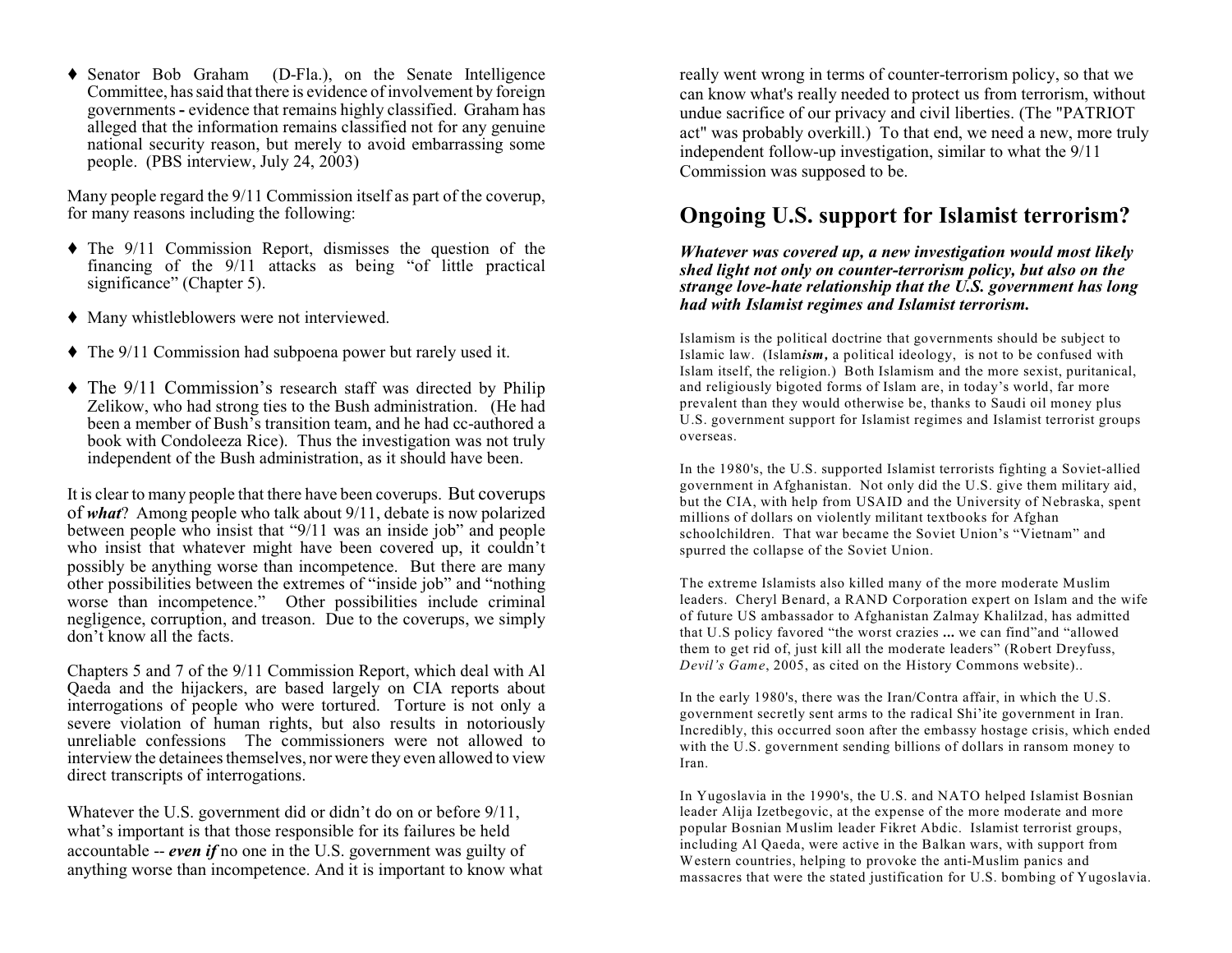♦ Senator Bob Graham (D-Fla.), on the Senate Intelligence Committee, has said that there is evidence of involvement by foreign governments - evidence that remains highly classified. Graham has alleged that the information remains classified not for any genuine national security reason, but merely to avoid embarrassing some people. (PBS interview, July 24, 2003)

Many people regard the 9/11 Commission itself as part of the coverup, for many reasons including the following:

♦ The 9/11 Commission Report, dismisses the question of the financing of the 9/11 attacks as being "of little practical significance" (Chapter 5).

♦ Many whistleblowers were not interviewed.

♦ The 9/11 Commission had subpoena power but rarely used it.

♦ The 9/11 Commission's research staff was directed by Philip Zelikow, who had strong ties to the Bush administration. (He had been a member of Bush's transition team, and he had cc-authored a book with Condoleeza Rice). Thus the investigation was not truly independent of the Bush administration, as it should have been.

It is clear to many people that there have been coverups. But coverups of ***what***? Among people who talk about 9/11, debate is now polarized between people who insist that "9/11 was an inside job" and people who insist that whatever might have been covered up, it couldn't possibly be anything worse than incompetence. But there are many other possibilities between the extremes of "inside job" and "nothing worse than incompetence." Other possibilities include criminal negligence, corruption, and treason. Due to the coverups, we simply don't know all the facts.

Chapters 5 and 7 of the 9/11 Commission Report, which deal with Al Qaeda and the hijackers, are based largely on CIA reports about interrogations of people who were tortured. Torture is not only a severe violation of human rights, but also results in notoriously unreliable confessions The commissioners were not allowed to interview the detainees themselves, nor were they even allowed to view direct transcripts of interrogations.

Whatever the U.S. government did or didn't do on or before 9/11, what's important is that those responsible for its failures be held accountable -- ***even if*** no one in the U.S. government was guilty of anything worse than incompetence. And it is important to know what really went wrong in terms of counter-terrorism policy, so that we can know what's really needed to protect us from terrorism, without undue sacrifice of our privacy and civil liberties. (The "PATRIOT act" was probably overkill.) To that end, we need a new, more truly independent follow-up investigation, similar to what the 9/11 Commission was supposed to be.

## Ongoing U.S. support for Islamist terrorism?

***Whatever was covered up, a new investigation would most likely shed light not only on counter-terrorism policy, but also on the strange love-hate relationship that the U.S. government has long had with Islamist regimes and Islamist terrorism.***

Islamism is the political doctrine that governments should be subject to Islamic law. (Islam***ism***, a political ideology, is not to be confused with Islam itself, the religion.) Both Islamism and the more sexist, puritanical, and religiously bigoted forms of Islam are, in today's world, far more prevalent than they would otherwise be, thanks to Saudi oil money plus U.S. government support for Islamist regimes and Islamist terrorist groups overseas.

In the 1980's, the U.S. supported Islamist terrorists fighting a Soviet-allied government in Afghanistan. Not only did the U.S. give them military aid, but the CIA, with help from USAID and the University of Nebraska, spent millions of dollars on violently militant textbooks for Afghan schoolchildren. That war became the Soviet Union's "Vietnam" and spurred the collapse of the Soviet Union.

The extreme Islamists also killed many of the more moderate Muslim leaders. Cheryl Benard, a RAND Corporation expert on Islam and the wife of future US ambassador to Afghanistan Zalmay Khalilzad, has admitted that U.S policy favored "the worst crazies **...** we can find"and "allowed them to get rid of, just kill all the moderate leaders" (Robert Dreyfuss, *Devil's Game*, 2005, as cited on the History Commons website)..

In the early 1980's, there was the Iran/Contra affair, in which the U.S. government secretly sent arms to the radical Shi'ite government in Iran. Incredibly, this occurred soon after the embassy hostage crisis, which ended with the U.S. government sending billions of dollars in ransom money to Iran.

In Yugoslavia in the 1990's, the U.S. and NATO helped Islamist Bosnian leader Alija Izetbegovic, at the expense of the more moderate and more popular Bosnian Muslim leader Fikret Abdic. Islamist terrorist groups, including Al Qaeda, were active in the Balkan wars, with support from Western countries, helping to provoke the anti-Muslim panics and massacres that were the stated justification for U.S. bombing of Yugoslavia.